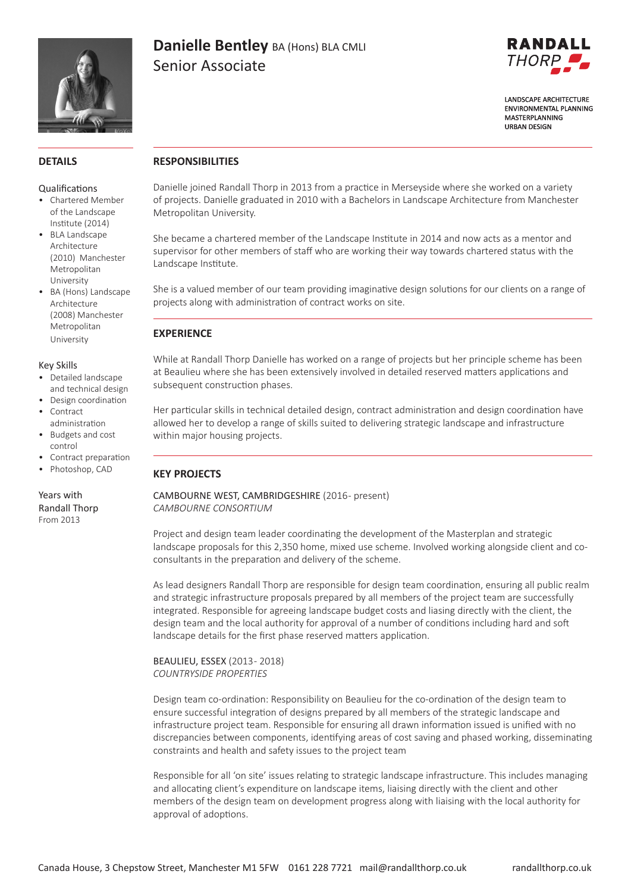# Danielle Bentley BA (Hons) BLA CMLI

## Senior Associate

RANDALL THORP

LANDSCAPE ARCHITECTURE
ENVIRONMENTAL PLANNING
MASTERPLANNING
URBAN DESIGN

## DETAILS

### Qualifications

- Chartered Member of the Landscape Institute (2014)
- BLA Landscape Architecture (2010) Manchester Metropolitan University
- BA (Hons) Landscape Architecture (2008) Manchester Metropolitan University

### Key Skills

- Detailed landscape and technical design
- Design coordination
- Contract administration
- Budgets and cost control
- Contract preparation
- Photoshop, CAD

### Years with Randall Thorp

From 2013

## RESPONSIBILITIES

Danielle joined Randall Thorp in 2013 from a practice in Merseyside where she worked on a variety of projects. Danielle graduated in 2010 with a Bachelors in Landscape Architecture from Manchester Metropolitan University.

She became a chartered member of the Landscape Institute in 2014 and now acts as a mentor and supervisor for other members of staff who are working their way towards chartered status with the Landscape Institute.

She is a valued member of our team providing imaginative design solutions for our clients on a range of projects along with administration of contract works on site.

## EXPERIENCE

While at Randall Thorp Danielle has worked on a range of projects but her principle scheme has been at Beaulieu where she has been extensively involved in detailed reserved matters applications and subsequent construction phases.

Her particular skills in technical detailed design, contract administration and design coordination have allowed her to develop a range of skills suited to delivering strategic landscape and infrastructure within major housing projects.

## KEY PROJECTS

CAMBOURNE WEST, CAMBRIDGESHIRE (2016- present)
*CAMBOURNE CONSORTIUM*

Project and design team leader coordinating the development of the Masterplan and strategic landscape proposals for this 2,350 home, mixed use scheme. Involved working alongside client and co-consultants in the preparation and delivery of the scheme.

As lead designers Randall Thorp are responsible for design team coordination, ensuring all public realm and strategic infrastructure proposals prepared by all members of the project team are successfully integrated. Responsible for agreeing landscape budget costs and liasing directly with the client, the design team and the local authority for approval of a number of conditions including hard and soft landscape details for the first phase reserved matters application.

BEAULIEU, ESSEX (2013- 2018)
*COUNTRYSIDE PROPERTIES*

Design team co-ordination: Responsibility on Beaulieu for the co-ordination of the design team to ensure successful integration of designs prepared by all members of the strategic landscape and infrastructure project team. Responsible for ensuring all drawn information issued is unified with no discrepancies between components, identifying areas of cost saving and phased working, disseminating constraints and health and safety issues to the project team

Responsible for all 'on site' issues relating to strategic landscape infrastructure. This includes managing and allocating client's expenditure on landscape items, liaising directly with the client and other members of the design team on development progress along with liaising with the local authority for approval of adoptions.

Canada House, 3 Chepstow Street, Manchester M1 5FW 0161 228 7721 mail@randallthorp.co.uk randallthorp.co.uk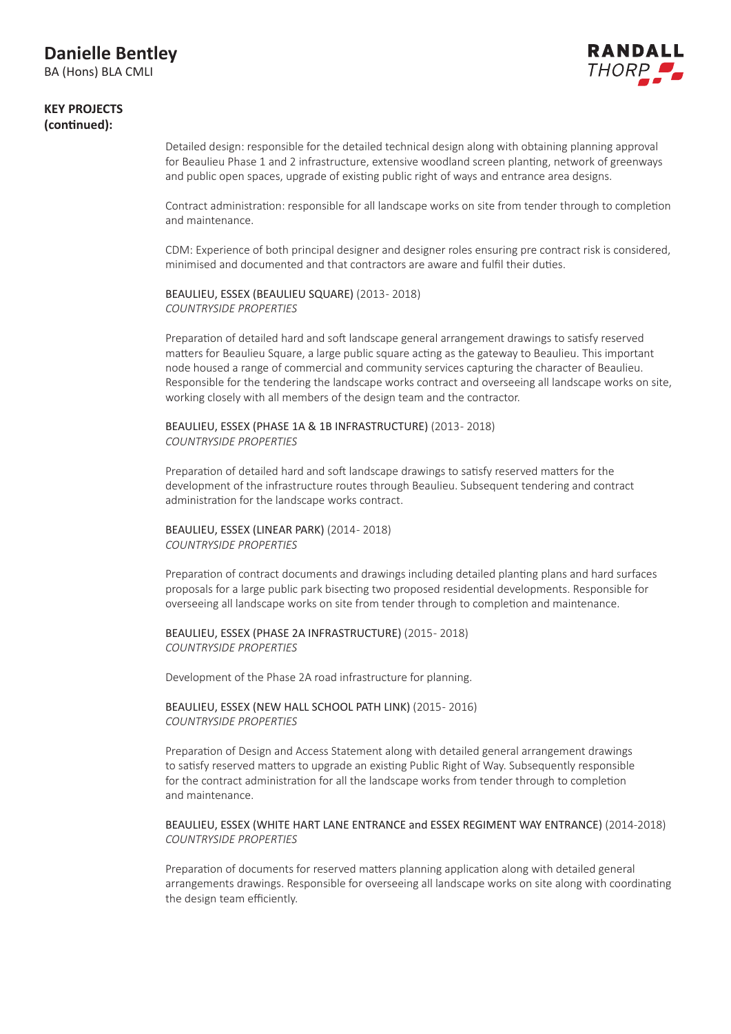# Danielle Bentley

BA (Hons) BLA CMLI

**KEY PROJECTS (continued):**

Detailed design: responsible for the detailed technical design along with obtaining planning approval for Beaulieu Phase 1 and 2 infrastructure, extensive woodland screen planting, network of greenways and public open spaces, upgrade of existing public right of ways and entrance area designs.

Contract administration: responsible for all landscape works on site from tender through to completion and maintenance.

CDM: Experience of both principal designer and designer roles ensuring pre contract risk is considered, minimised and documented and that contractors are aware and fulfil their duties.

BEAULIEU, ESSEX (BEAULIEU SQUARE) (2013- 2018)
*COUNTRYSIDE PROPERTIES*

Preparation of detailed hard and soft landscape general arrangement drawings to satisfy reserved matters for Beaulieu Square, a large public square acting as the gateway to Beaulieu. This important node housed a range of commercial and community services capturing the character of Beaulieu. Responsible for the tendering the landscape works contract and overseeing all landscape works on site, working closely with all members of the design team and the contractor.

BEAULIEU, ESSEX (PHASE 1A & 1B INFRASTRUCTURE) (2013- 2018)
*COUNTRYSIDE PROPERTIES*

Preparation of detailed hard and soft landscape drawings to satisfy reserved matters for the development of the infrastructure routes through Beaulieu. Subsequent tendering and contract administration for the landscape works contract.

BEAULIEU, ESSEX (LINEAR PARK) (2014- 2018)
*COUNTRYSIDE PROPERTIES*

Preparation of contract documents and drawings including detailed planting plans and hard surfaces proposals for a large public park bisecting two proposed residential developments. Responsible for overseeing all landscape works on site from tender through to completion and maintenance.

BEAULIEU, ESSEX (PHASE 2A INFRASTRUCTURE) (2015- 2018)
*COUNTRYSIDE PROPERTIES*

Development of the Phase 2A road infrastructure for planning.

BEAULIEU, ESSEX (NEW HALL SCHOOL PATH LINK) (2015- 2016)
*COUNTRYSIDE PROPERTIES*

Preparation of Design and Access Statement along with detailed general arrangement drawings to satisfy reserved matters to upgrade an existing Public Right of Way. Subsequently responsible for the contract administration for all the landscape works from tender through to completion and maintenance.

BEAULIEU, ESSEX (WHITE HART LANE ENTRANCE and ESSEX REGIMENT WAY ENTRANCE) (2014-2018)
*COUNTRYSIDE PROPERTIES*

Preparation of documents for reserved matters planning application along with detailed general arrangements drawings. Responsible for overseeing all landscape works on site along with coordinating the design team efficiently.